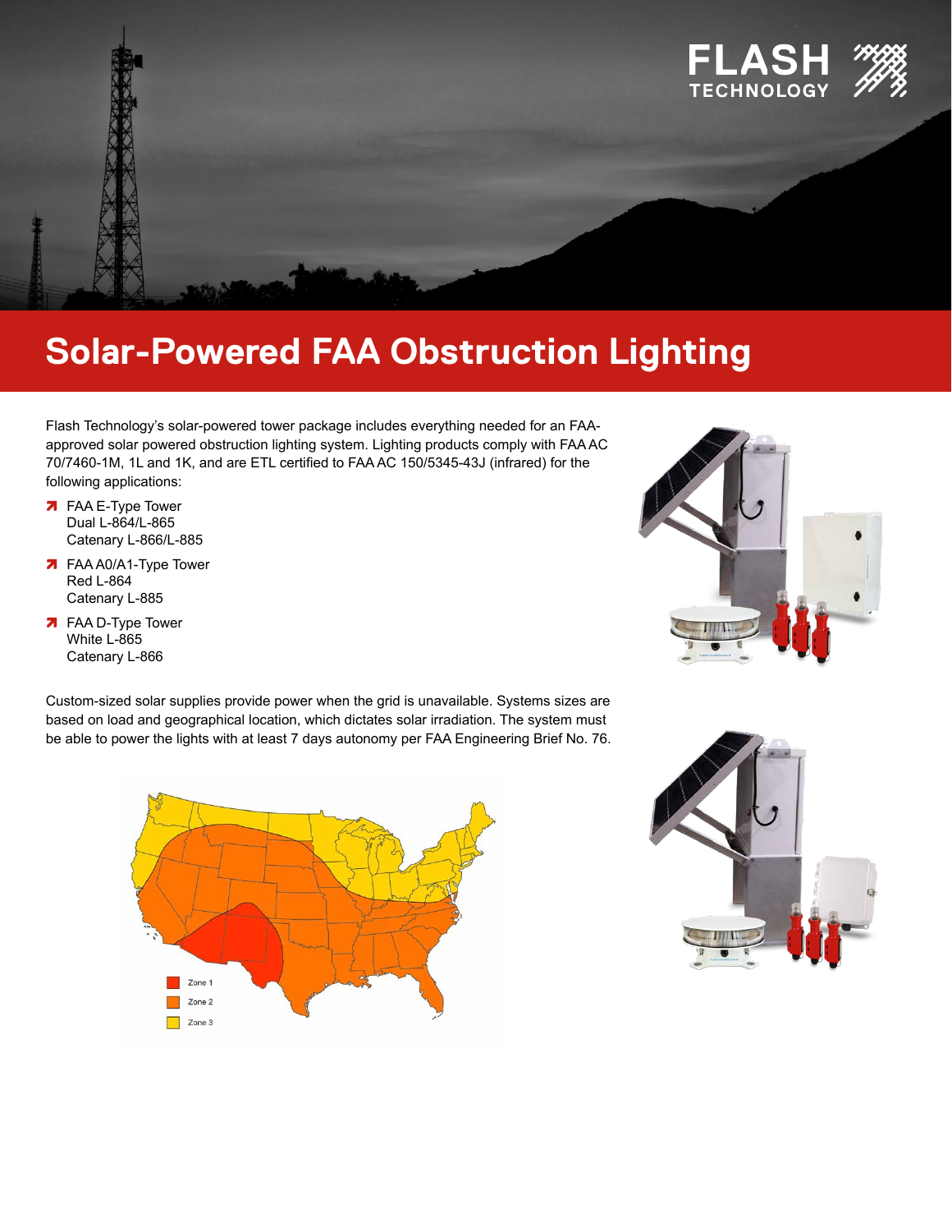# Solar-Powered FAA Obstruction Lighting

Flash Technology's solar-powered tower package includes everything needed for an FAA-approved solar powered obstruction lighting system. Lighting products comply with FAA AC 70/7460-1M, 1L and 1K, and are ETL certified to FAA AC 150/5345-43J (infrared) for the following applications:

- FAA E-Type Tower
  Dual L-864/L-865
  Catenary L-866/L-885
- FAA A0/A1-Type Tower
  Red L-864
  Catenary L-885
- FAA D-Type Tower
  White L-865
  Catenary L-866

Custom-sized solar supplies provide power when the grid is unavailable. Systems sizes are based on load and geographical location, which dictates solar irradiation. The system must be able to power the lights with at least 7 days autonomy per FAA Engineering Brief No. 76.

Zone 1
Zone 2
Zone 3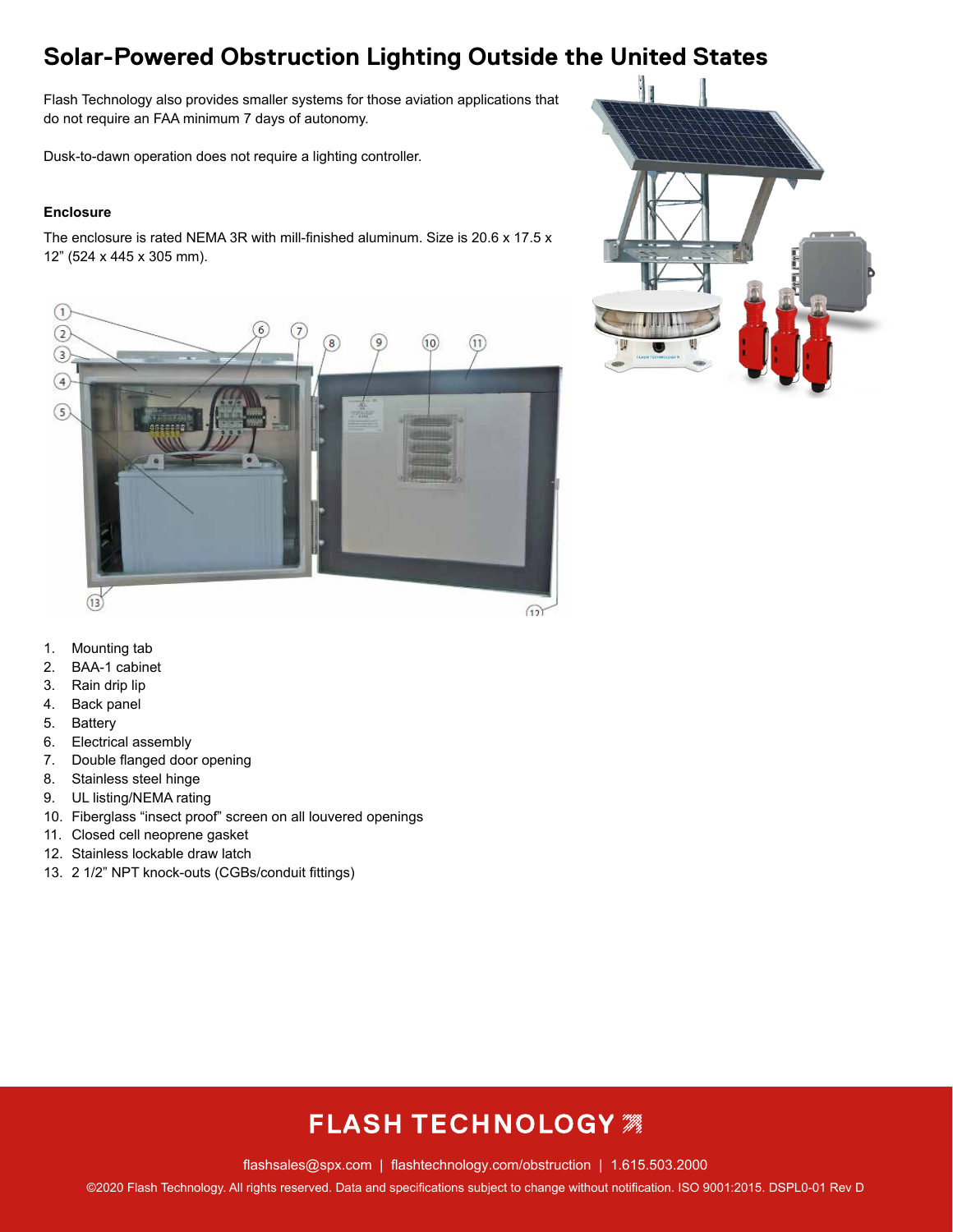# Solar-Powered Obstruction Lighting Outside the United States

Flash Technology also provides smaller systems for those aviation applications that do not require an FAA minimum 7 days of autonomy.

Dusk-to-dawn operation does not require a lighting controller.

### Enclosure

The enclosure is rated NEMA 3R with mill-finished aluminum. Size is 20.6 x 17.5 x 12" (524 x 445 x 305 mm).

1. Mounting tab
2. BAA-1 cabinet
3. Rain drip lip
4. Back panel
5. Battery
6. Electrical assembly
7. Double flanged door opening
8. Stainless steel hinge
9. UL listing/NEMA rating
10. Fiberglass "insect proof" screen on all louvered openings
11. Closed cell neoprene gasket
12. Stainless lockable draw latch
13. 2 1/2" NPT knock-outs (CGBs/conduit fittings)

FLASH TECHNOLOGY

flashsales@spx.com | flashtechnology.com/obstruction | 1.615.503.2000

©2020 Flash Technology. All rights reserved. Data and specifications subject to change without notification. ISO 9001:2015. DSPL0-01 Rev D